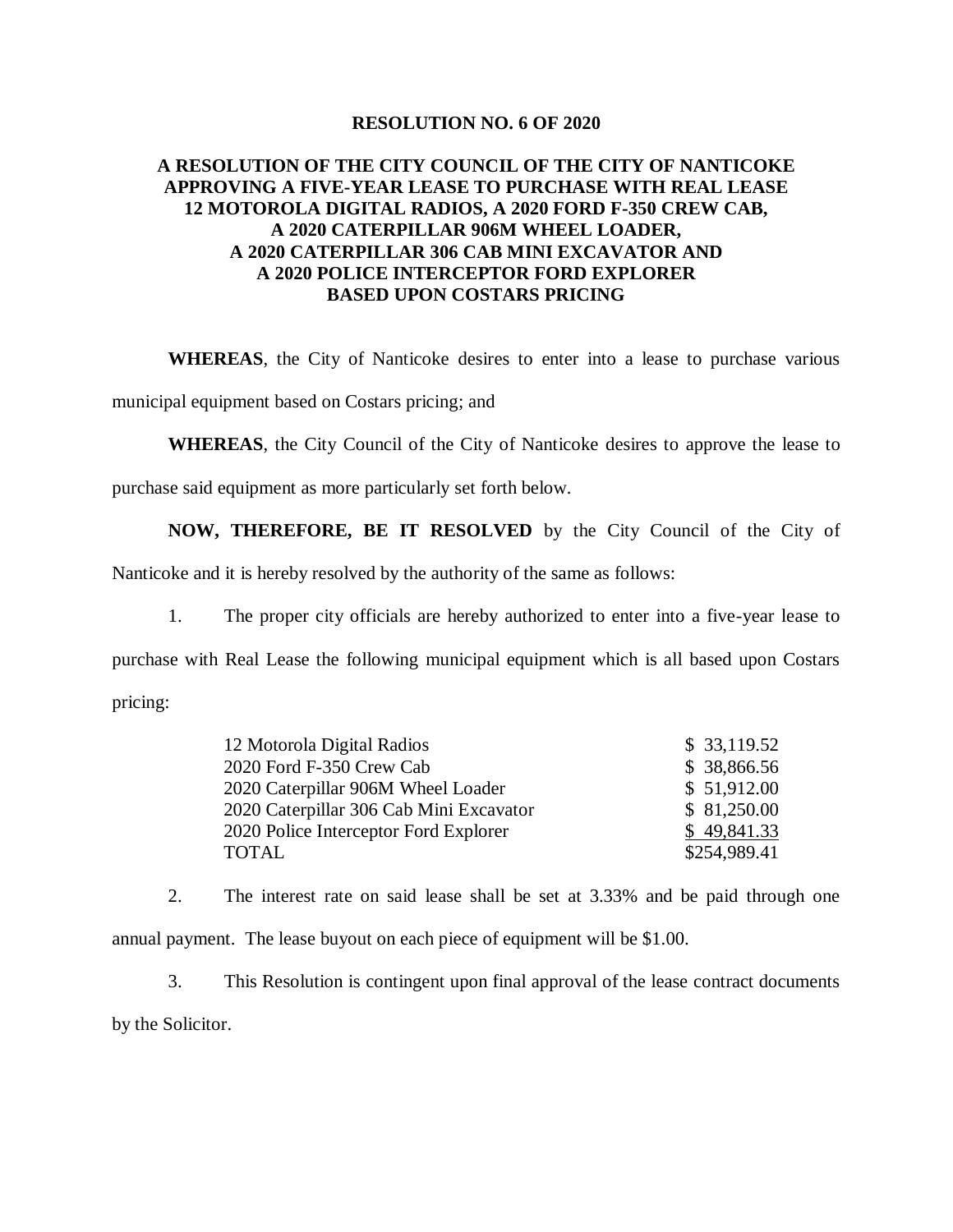# RESOLUTION NO. 6 OF 2020

## A RESOLUTION OF THE CITY COUNCIL OF THE CITY OF NANTICOKE APPROVING A FIVE-YEAR LEASE TO PURCHASE WITH REAL LEASE 12 MOTOROLA DIGITAL RADIOS, A 2020 FORD F-350 CREW CAB, A 2020 CATERPILLAR 906M WHEEL LOADER, A 2020 CATERPILLAR 306 CAB MINI EXCAVATOR AND A 2020 POLICE INTERCEPTOR FORD EXPLORER BASED UPON COSTARS PRICING

**WHEREAS**, the City of Nanticoke desires to enter into a lease to purchase various municipal equipment based on Costars pricing; and

**WHEREAS**, the City Council of the City of Nanticoke desires to approve the lease to purchase said equipment as more particularly set forth below.

**NOW, THEREFORE, BE IT RESOLVED** by the City Council of the City of Nanticoke and it is hereby resolved by the authority of the same as follows:

1. The proper city officials are hereby authorized to enter into a five-year lease to purchase with Real Lease the following municipal equipment which is all based upon Costars pricing:

| | |
|---|---|
| 12 Motorola Digital Radios | $ 33,119.52 |
| 2020 Ford F-350 Crew Cab | $ 38,866.56 |
| 2020 Caterpillar 906M Wheel Loader | $ 51,912.00 |
| 2020 Caterpillar 306 Cab Mini Excavator | $ 81,250.00 |
| 2020 Police Interceptor Ford Explorer | $ 49,841.33 |
| TOTAL | $254,989.41 |

2. The interest rate on said lease shall be set at 3.33% and be paid through one annual payment. The lease buyout on each piece of equipment will be $1.00.

3. This Resolution is contingent upon final approval of the lease contract documents by the Solicitor.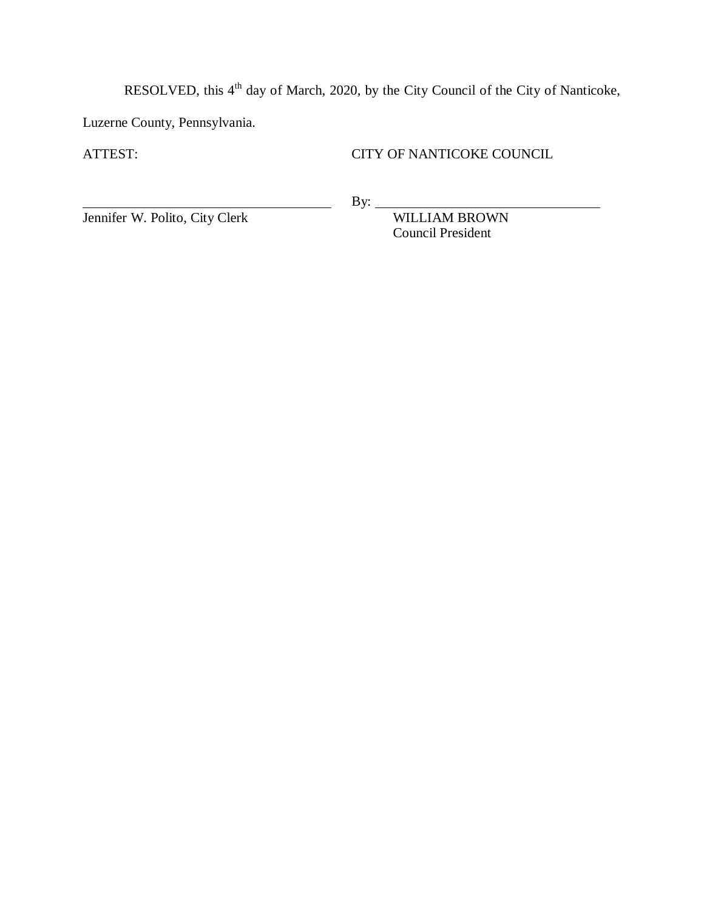RESOLVED, this 4th day of March, 2020, by the City Council of the City of Nanticoke, Luzerne County, Pennsylvania.

ATTEST: CITY OF NANTICOKE COUNCIL

______________________________ By: ______________________________

Jennifer W. Polito, City Clerk WILLIAM BROWN
Council President